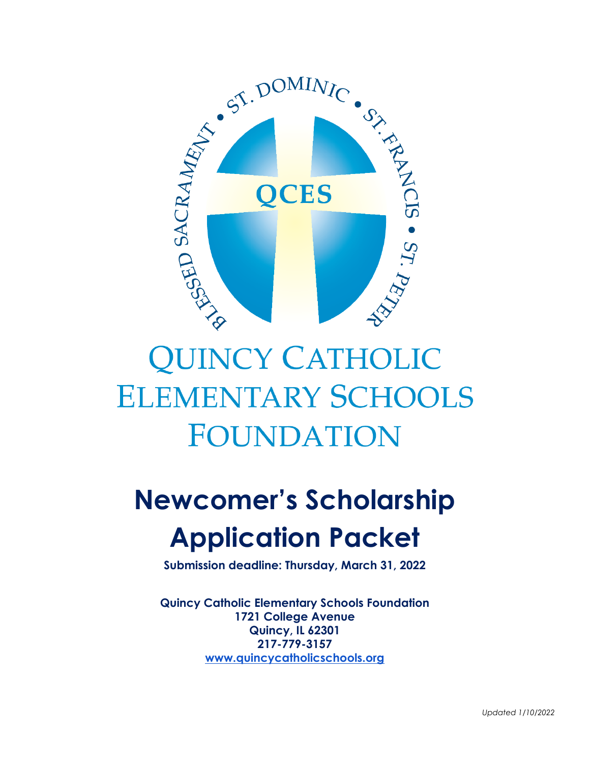# Quincy Catholic Elementary Schools Foundation

# Newcomer's Scholarship Application Packet

**Submission deadline: Thursday, March 31, 2022**

**Quincy Catholic Elementary Schools Foundation**
**1721 College Avenue**
**Quincy, IL 62301**
**217-779-3157**
**www.quincycatholicschools.org**

*Updated 1/10/2022*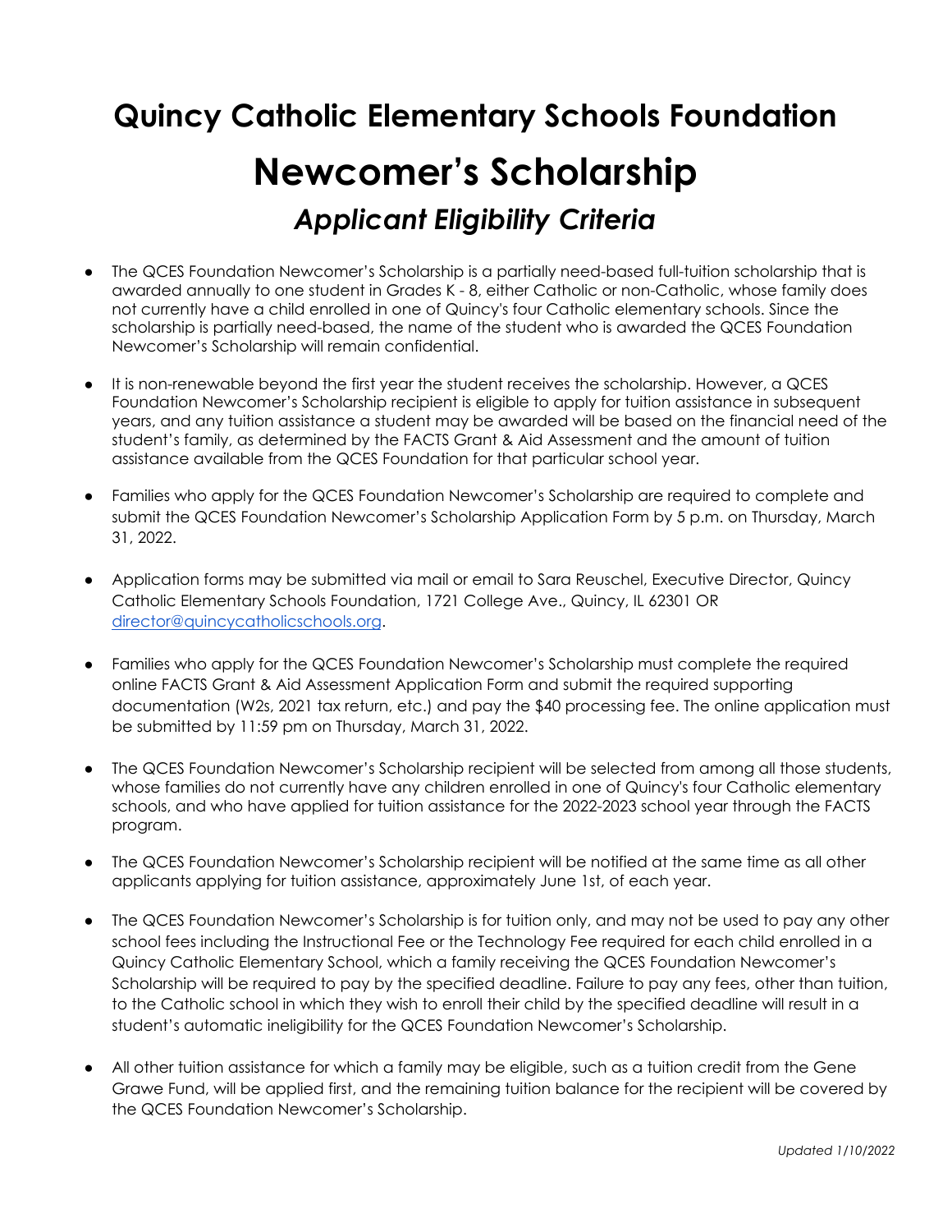# Quincy Catholic Elementary Schools Foundation

# Newcomer's Scholarship

## *Applicant Eligibility Criteria*

- The QCES Foundation Newcomer's Scholarship is a partially need-based full-tuition scholarship that is awarded annually to one student in Grades K - 8, either Catholic or non-Catholic, whose family does not currently have a child enrolled in one of Quincy's four Catholic elementary schools. Since the scholarship is partially need-based, the name of the student who is awarded the QCES Foundation Newcomer's Scholarship will remain confidential.

- It is non-renewable beyond the first year the student receives the scholarship. However, a QCES Foundation Newcomer's Scholarship recipient is eligible to apply for tuition assistance in subsequent years, and any tuition assistance a student may be awarded will be based on the financial need of the student's family, as determined by the FACTS Grant & Aid Assessment and the amount of tuition assistance available from the QCES Foundation for that particular school year.

- Families who apply for the QCES Foundation Newcomer's Scholarship are required to complete and submit the QCES Foundation Newcomer's Scholarship Application Form by 5 p.m. on Thursday, March 31, 2022.

- Application forms may be submitted via mail or email to Sara Reuschel, Executive Director, Quincy Catholic Elementary Schools Foundation, 1721 College Ave., Quincy, IL 62301 OR [director@quincycatholicschools.org](mailto:director@quincycatholicschools.org).

- Families who apply for the QCES Foundation Newcomer's Scholarship must complete the required online FACTS Grant & Aid Assessment Application Form and submit the required supporting documentation (W2s, 2021 tax return, etc.) and pay the $40 processing fee. The online application must be submitted by 11:59 pm on Thursday, March 31, 2022.

- The QCES Foundation Newcomer's Scholarship recipient will be selected from among all those students, whose families do not currently have any children enrolled in one of Quincy's four Catholic elementary schools, and who have applied for tuition assistance for the 2022-2023 school year through the FACTS program.

- The QCES Foundation Newcomer's Scholarship recipient will be notified at the same time as all other applicants applying for tuition assistance, approximately June 1st, of each year.

- The QCES Foundation Newcomer's Scholarship is for tuition only, and may not be used to pay any other school fees including the Instructional Fee or the Technology Fee required for each child enrolled in a Quincy Catholic Elementary School, which a family receiving the QCES Foundation Newcomer's Scholarship will be required to pay by the specified deadline. Failure to pay any fees, other than tuition, to the Catholic school in which they wish to enroll their child by the specified deadline will result in a student's automatic ineligibility for the QCES Foundation Newcomer's Scholarship.

- All other tuition assistance for which a family may be eligible, such as a tuition credit from the Gene Grawe Fund, will be applied first, and the remaining tuition balance for the recipient will be covered by the QCES Foundation Newcomer's Scholarship.

*Updated 1/10/2022*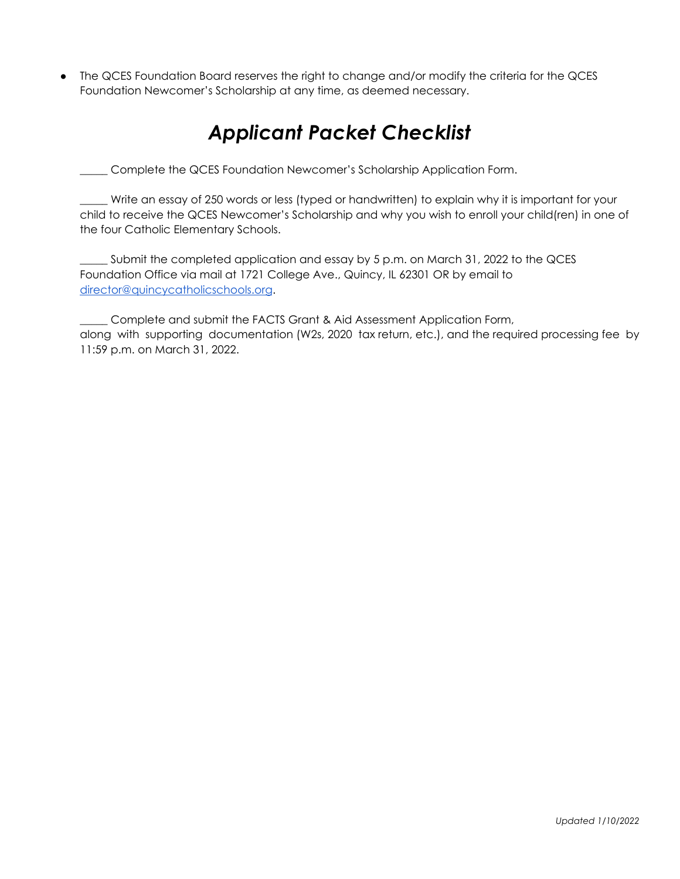- The QCES Foundation Board reserves the right to change and/or modify the criteria for the QCES Foundation Newcomer's Scholarship at any time, as deemed necessary.

# *Applicant Packet Checklist*

_____ Complete the QCES Foundation Newcomer's Scholarship Application Form.

_____ Write an essay of 250 words or less (typed or handwritten) to explain why it is important for your child to receive the QCES Newcomer's Scholarship and why you wish to enroll your child(ren) in one of the four Catholic Elementary Schools.

_____ Submit the completed application and essay by 5 p.m. on March 31, 2022 to the QCES Foundation Office via mail at 1721 College Ave., Quincy, IL 62301 OR by email to director@quincycatholicschools.org.

_____ Complete and submit the FACTS Grant & Aid Assessment Application Form, along with supporting documentation (W2s, 2020 tax return, etc.), and the required processing fee by 11:59 p.m. on March 31, 2022.

*Updated 1/10/2022*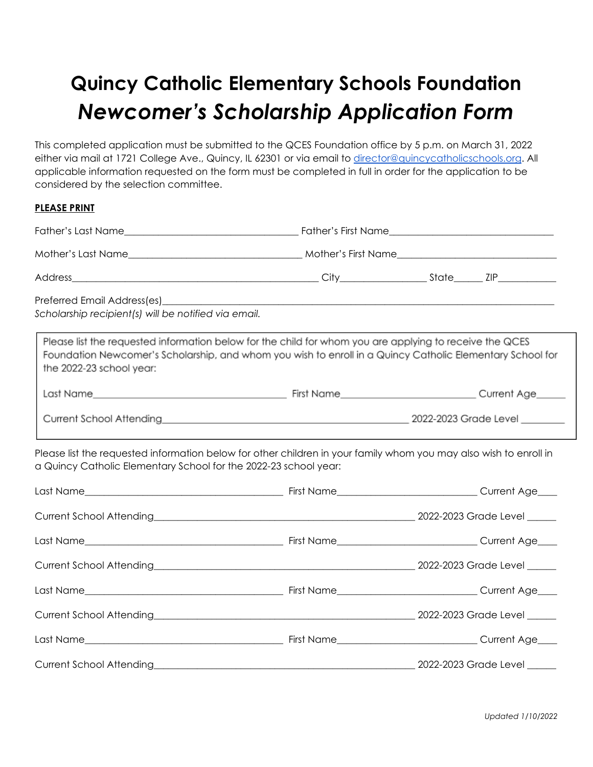# Quincy Catholic Elementary Schools Foundation
## *Newcomer's Scholarship Application Form*

This completed application must be submitted to the QCES Foundation office by 5 p.m. on March 31, 2022 either via mail at 1721 College Ave., Quincy, IL 62301 or via email to director@quincycatholicschools.org. All applicable information requested on the form must be completed in full in order for the application to be considered by the selection committee.

**PLEASE PRINT**

Father's Last Name___________________________________ Father's First Name_________________________________

Mother's Last Name___________________________________ Mother's First Name________________________________

Address__________________________________________________ City_________________ State______ ZIP____________

Preferred Email Address(es)____________________________________________________________________________

*Scholarship recipient(s) will be notified via email.*

Please list the requested information below for the child for whom you are applying to receive the QCES Foundation Newcomer's Scholarship, and whom you wish to enroll in a Quincy Catholic Elementary School for the 2022-23 school year:

Last Name_______________________________________ First Name___________________________ Current Age______

Current School Attending__________________________________________________ 2022-2023 Grade Level _________

Please list the requested information below for other children in your family whom you may also wish to enroll in a Quincy Catholic Elementary School for the 2022-23 school year:

Last Name________________________________________ First Name____________________________ Current Age____

Current School Attending_____________________________________________________ 2022-2023 Grade Level ______

Last Name________________________________________ First Name____________________________ Current Age____

Current School Attending_____________________________________________________ 2022-2023 Grade Level ______

Last Name________________________________________ First Name____________________________ Current Age____

Current School Attending_____________________________________________________ 2022-2023 Grade Level ______

Last Name________________________________________ First Name____________________________ Current Age____

Current School Attending_____________________________________________________ 2022-2023 Grade Level ______

*Updated 1/10/2022*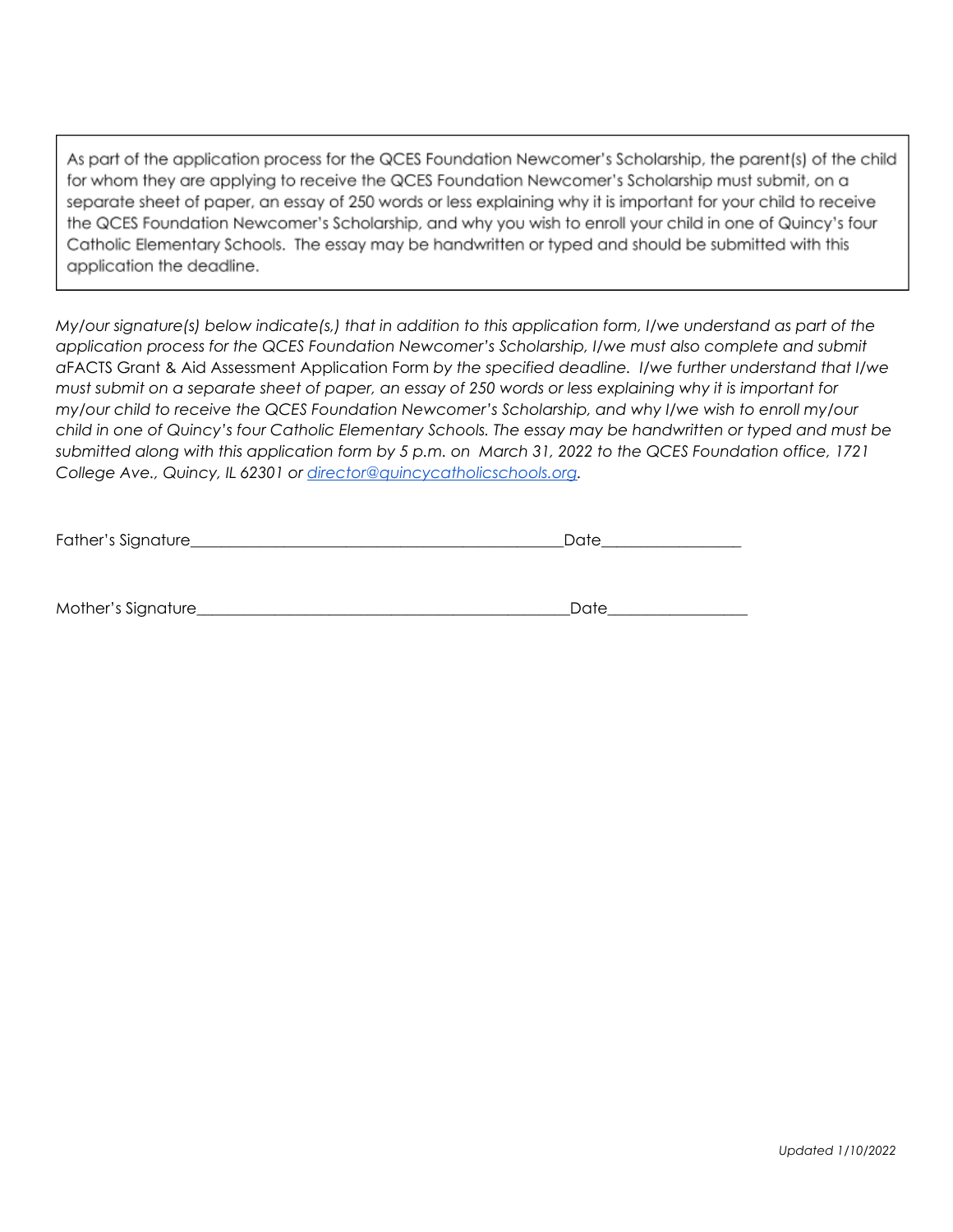As part of the application process for the QCES Foundation Newcomer's Scholarship, the parent(s) of the child for whom they are applying to receive the QCES Foundation Newcomer's Scholarship must submit, on a separate sheet of paper, an essay of 250 words or less explaining why it is important for your child to receive the QCES Foundation Newcomer's Scholarship, and why you wish to enroll your child in one of Quincy's four Catholic Elementary Schools. The essay may be handwritten or typed and should be submitted with this application the deadline.

*My/our signature(s) below indicate(s,) that in addition to this application form, I/we understand as part of the application process for the QCES Foundation Newcomer's Scholarship, I/we must also complete and submit a*FACTS Grant & Aid Assessment Application Form *by the specified deadline. I/we further understand that I/we must submit on a separate sheet of paper, an essay of 250 words or less explaining why it is important for my/our child to receive the QCES Foundation Newcomer's Scholarship, and why I/we wish to enroll my/our child in one of Quincy's four Catholic Elementary Schools. The essay may be handwritten or typed and must be submitted along with this application form by 5 p.m. on March 31, 2022 to the QCES Foundation office, 1721 College Ave., Quincy, IL 62301 or [director@quincycatholicschools.org](mailto:director@quincycatholicschools.org).*

Father's Signature_______________________________________________Date_________________

Mother's Signature_______________________________________________Date_________________

*Updated 1/10/2022*